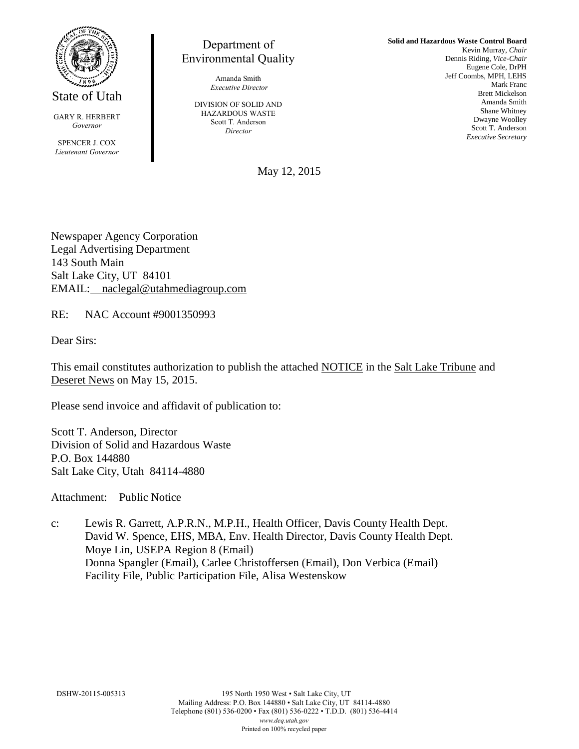State of Utah

GARY R. HERBERT
*Governor*

SPENCER J. COX
*Lieutenant Governor*

Department of
Environmental Quality

Amanda Smith
*Executive Director*

DIVISION OF SOLID AND
HAZARDOUS WASTE
Scott T. Anderson
*Director*

**Solid and Hazardous Waste Control Board**
Kevin Murray, *Chair*
Dennis Riding, *Vice-Chair*
Eugene Cole, DrPH
Jeff Coombs, MPH, LEHS
Mark Franc
Brett Mickelson
Amanda Smith
Shane Whitney
Dwayne Woolley
Scott T. Anderson
*Executive Secretary*

May 12, 2015

Newspaper Agency Corporation
Legal Advertising Department
143 South Main
Salt Lake City, UT 84101
EMAIL: naclegal@utahmediagroup.com

RE: NAC Account #9001350993

Dear Sirs:

This email constitutes authorization to publish the attached NOTICE in the Salt Lake Tribune and Deseret News on May 15, 2015.

Please send invoice and affidavit of publication to:

Scott T. Anderson, Director
Division of Solid and Hazardous Waste
P.O. Box 144880
Salt Lake City, Utah 84114-4880

Attachment: Public Notice

c: Lewis R. Garrett, A.P.R.N., M.P.H., Health Officer, Davis County Health Dept.
David W. Spence, EHS, MBA, Env. Health Director, Davis County Health Dept.
Moye Lin, USEPA Region 8 (Email)
Donna Spangler (Email), Carlee Christoffersen (Email), Don Verbica (Email)
Facility File, Public Participation File, Alisa Westenskow

DSHW-20115-005313

195 North 1950 West • Salt Lake City, UT
Mailing Address: P.O. Box 144880 • Salt Lake City, UT 84114-4880
Telephone (801) 536-0200 • Fax (801) 536-0222 • T.D.D. (801) 536-4414
*www.deq.utah.gov*
Printed on 100% recycled paper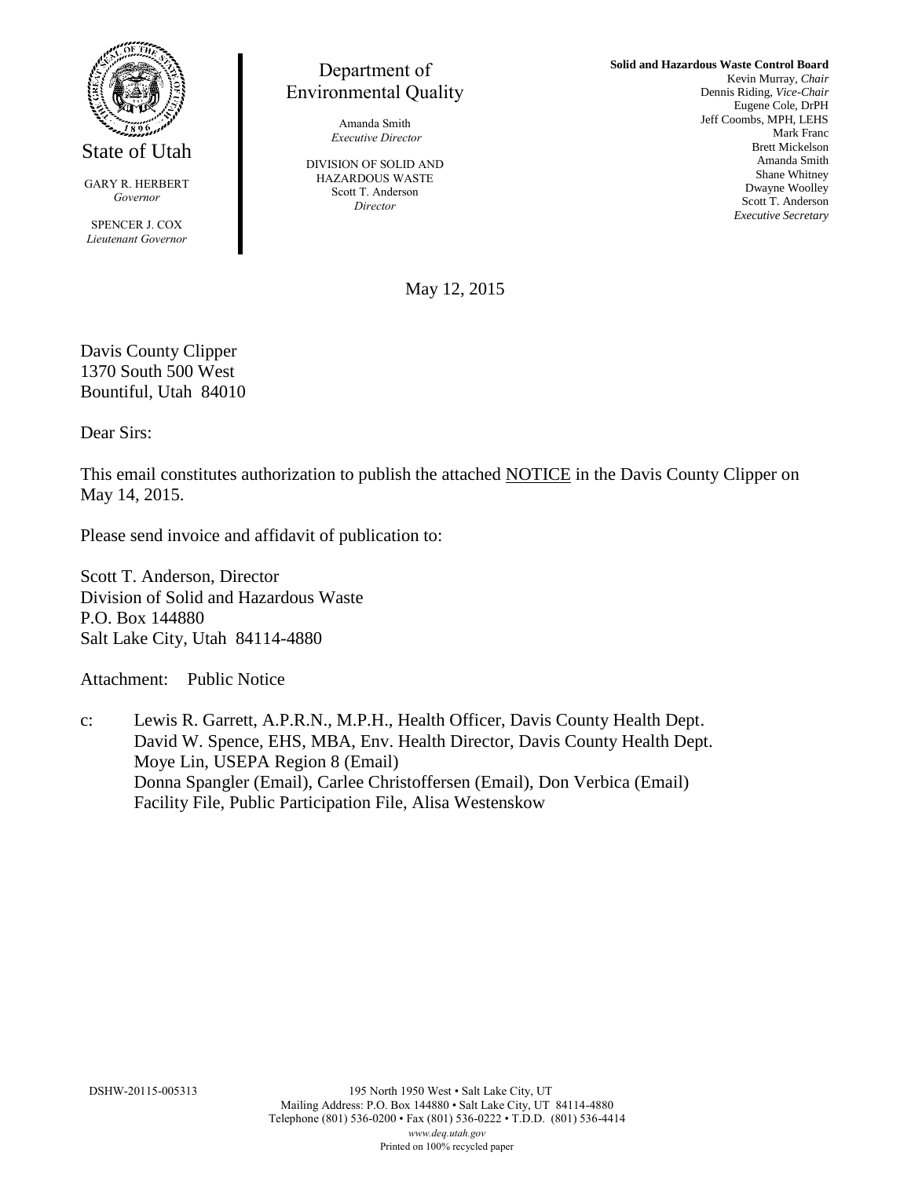State of Utah

GARY R. HERBERT
*Governor*

SPENCER J. COX
*Lieutenant Governor*

Department of
Environmental Quality

Amanda Smith
*Executive Director*

DIVISION OF SOLID AND
HAZARDOUS WASTE
Scott T. Anderson
*Director*

**Solid and Hazardous Waste Control Board**
Kevin Murray, *Chair*
Dennis Riding, *Vice-Chair*
Eugene Cole, DrPH
Jeff Coombs, MPH, LEHS
Mark Franc
Brett Mickelson
Amanda Smith
Shane Whitney
Dwayne Woolley
Scott T. Anderson
*Executive Secretary*

May 12, 2015

Davis County Clipper
1370 South 500 West
Bountiful, Utah 84010

Dear Sirs:

This email constitutes authorization to publish the attached NOTICE in the Davis County Clipper on May 14, 2015.

Please send invoice and affidavit of publication to:

Scott T. Anderson, Director
Division of Solid and Hazardous Waste
P.O. Box 144880
Salt Lake City, Utah 84114-4880

Attachment: Public Notice

c: Lewis R. Garrett, A.P.R.N., M.P.H., Health Officer, Davis County Health Dept.
David W. Spence, EHS, MBA, Env. Health Director, Davis County Health Dept.
Moye Lin, USEPA Region 8 (Email)
Donna Spangler (Email), Carlee Christoffersen (Email), Don Verbica (Email)
Facility File, Public Participation File, Alisa Westenskow

DSHW-20115-005313

195 North 1950 West • Salt Lake City, UT
Mailing Address: P.O. Box 144880 • Salt Lake City, UT 84114-4880
Telephone (801) 536-0200 • Fax (801) 536-0222 • T.D.D. (801) 536-4414
*www.deq.utah.gov*
Printed on 100% recycled paper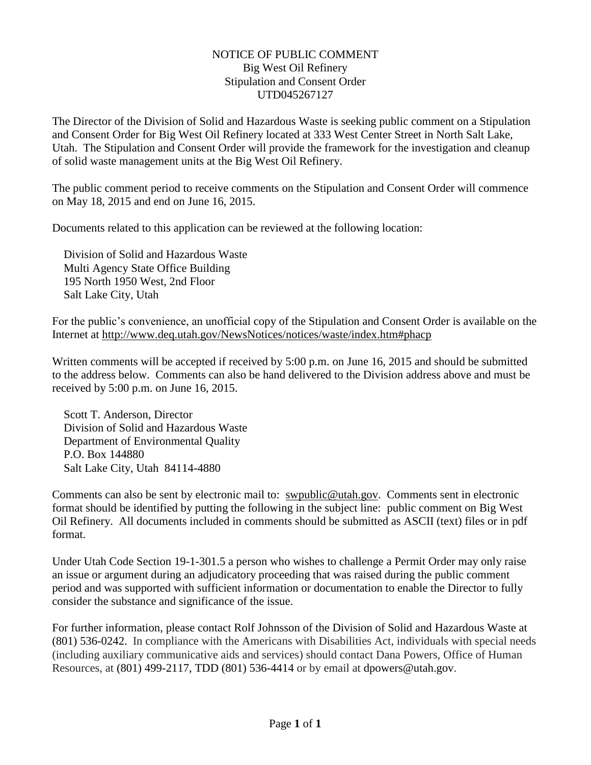# NOTICE OF PUBLIC COMMENT
## Big West Oil Refinery
## Stipulation and Consent Order
## UTD045267127

The Director of the Division of Solid and Hazardous Waste is seeking public comment on a Stipulation and Consent Order for Big West Oil Refinery located at 333 West Center Street in North Salt Lake, Utah. The Stipulation and Consent Order will provide the framework for the investigation and cleanup of solid waste management units at the Big West Oil Refinery.

The public comment period to receive comments on the Stipulation and Consent Order will commence on May 18, 2015 and end on June 16, 2015.

Documents related to this application can be reviewed at the following location:

Division of Solid and Hazardous Waste
Multi Agency State Office Building
195 North 1950 West, 2nd Floor
Salt Lake City, Utah

For the public's convenience, an unofficial copy of the Stipulation and Consent Order is available on the Internet at http://www.deq.utah.gov/NewsNotices/notices/waste/index.htm#phacp

Written comments will be accepted if received by 5:00 p.m. on June 16, 2015 and should be submitted to the address below. Comments can also be hand delivered to the Division address above and must be received by 5:00 p.m. on June 16, 2015.

Scott T. Anderson, Director
Division of Solid and Hazardous Waste
Department of Environmental Quality
P.O. Box 144880
Salt Lake City, Utah 84114-4880

Comments can also be sent by electronic mail to: swpublic@utah.gov. Comments sent in electronic format should be identified by putting the following in the subject line: public comment on Big West Oil Refinery. All documents included in comments should be submitted as ASCII (text) files or in pdf format.

Under Utah Code Section 19-1-301.5 a person who wishes to challenge a Permit Order may only raise an issue or argument during an adjudicatory proceeding that was raised during the public comment period and was supported with sufficient information or documentation to enable the Director to fully consider the substance and significance of the issue.

For further information, please contact Rolf Johnsson of the Division of Solid and Hazardous Waste at (801) 536-0242. In compliance with the Americans with Disabilities Act, individuals with special needs (including auxiliary communicative aids and services) should contact Dana Powers, Office of Human Resources, at (801) 499-2117, TDD (801) 536-4414 or by email at dpowers@utah.gov.